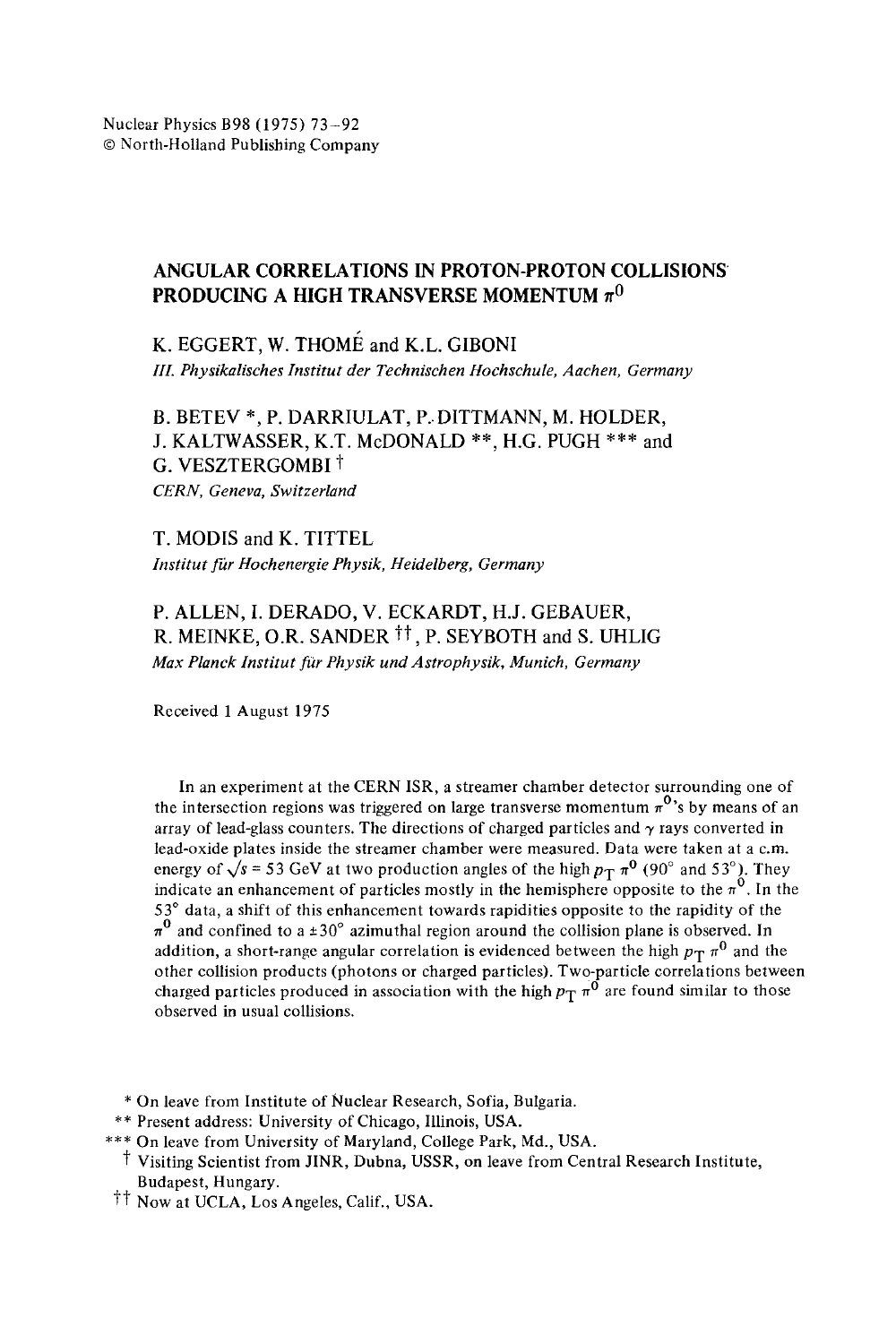Nuclear Physics B98 (1975) 73–92
© North-Holland Publishing Company

# ANGULAR CORRELATIONS IN PROTON-PROTON COLLISIONS PRODUCING A HIGH TRANSVERSE MOMENTUM $\pi^0$

K. EGGERT, W. THOMÉ and K.L. GIBONI
*III. Physikalisches Institut der Technischen Hochschule, Aachen, Germany*

B. BETEV *, P. DARRIULAT, P. DITTMANN, M. HOLDER, J. KALTWASSER, K.T. McDONALD **, H.G. PUGH *** and G. VESZTERGOMBI †
*CERN, Geneva, Switzerland*

T. MODIS and K. TITTEL
*Institut für Hochenergie Physik, Heidelberg, Germany*

P. ALLEN, I. DERADO, V. ECKARDT, H.J. GEBAUER, R. MEINKE, O.R. SANDER ††, P. SEYBOTH and S. UHLIG
*Max Planck Institut für Physik und Astrophysik, Munich, Germany*

Received 1 August 1975

In an experiment at the CERN ISR, a streamer chamber detector surrounding one of the intersection regions was triggered on large transverse momentum $\pi^0$'s by means of an array of lead-glass counters. The directions of charged particles and $\gamma$ rays converted in lead-oxide plates inside the streamer chamber were measured. Data were taken at a c.m. energy of $\sqrt{s} = 53$ GeV at two production angles of the high $p_T$ $\pi^0$ (90° and 53°). They indicate an enhancement of particles mostly in the hemisphere opposite to the $\pi^0$. In the 53° data, a shift of this enhancement towards rapidities opposite to the rapidity of the $\pi^0$ and confined to a ±30° azimuthal region around the collision plane is observed. In addition, a short-range angular correlation is evidenced between the high $p_T$ $\pi^0$ and the other collision products (photons or charged particles). Two-particle correlations between charged particles produced in association with the high $p_T$ $\pi^0$ are found similar to those observed in usual collisions.

* On leave from Institute of Nuclear Research, Sofia, Bulgaria.
** Present address: University of Chicago, Illinois, USA.
*** On leave from University of Maryland, College Park, Md., USA.
† Visiting Scientist from JINR, Dubna, USSR, on leave from Central Research Institute, Budapest, Hungary.
†† Now at UCLA, Los Angeles, Calif., USA.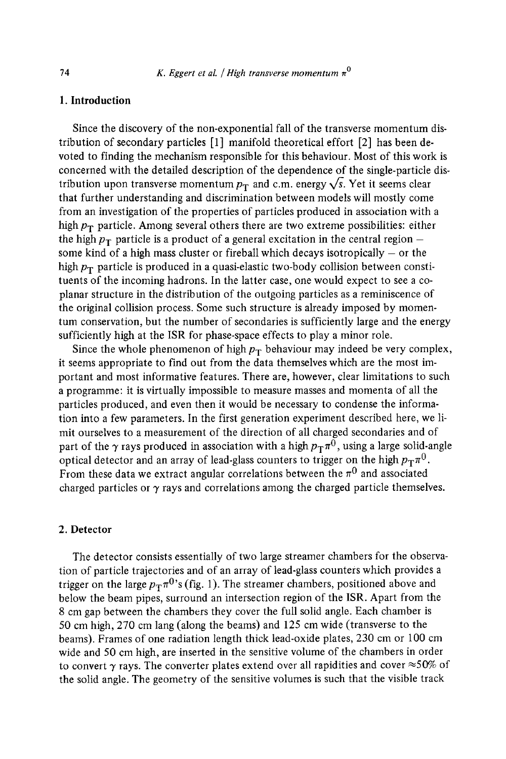## 1. Introduction

Since the discovery of the non-exponential fall of the transverse momentum distribution of secondary particles [1] manifold theoretical effort [2] has been devoted to finding the mechanism responsible for this behaviour. Most of this work is concerned with the detailed description of the dependence of the single-particle distribution upon transverse momentum $p_T$ and c.m. energy $\sqrt{s}$. Yet it seems clear that further understanding and discrimination between models will mostly come from an investigation of the properties of particles produced in association with a high $p_T$ particle. Among several others there are two extreme possibilities: either the high $p_T$ particle is a product of a general excitation in the central region – some kind of a high mass cluster or fireball which decays isotropically – or the high $p_T$ particle is produced in a quasi-elastic two-body collision between constituents of the incoming hadrons. In the latter case, one would expect to see a coplanar structure in the distribution of the outgoing particles as a reminiscence of the original collision process. Some such structure is already imposed by momentum conservation, but the number of secondaries is sufficiently large and the energy sufficiently high at the ISR for phase-space effects to play a minor role.

Since the whole phenomenon of high $p_T$ behaviour may indeed be very complex, it seems appropriate to find out from the data themselves which are the most important and most informative features. There are, however, clear limitations to such a programme: it is virtually impossible to measure masses and momenta of all the particles produced, and even then it would be necessary to condense the information into a few parameters. In the first generation experiment described here, we limit ourselves to a measurement of the direction of all charged secondaries and of part of the $\gamma$ rays produced in association with a high $p_T\pi^0$, using a large solid-angle optical detector and an array of lead-glass counters to trigger on the high $p_T\pi^0$. From these data we extract angular correlations between the $\pi^0$ and associated charged particles or $\gamma$ rays and correlations among the charged particle themselves.

## 2. Detector

The detector consists essentially of two large streamer chambers for the observation of particle trajectories and of an array of lead-glass counters which provides a trigger on the large $p_T\pi^0$'s (fig. 1). The streamer chambers, positioned above and below the beam pipes, surround an intersection region of the ISR. Apart from the 8 cm gap between the chambers they cover the full solid angle. Each chamber is 50 cm high, 270 cm lang (along the beams) and 125 cm wide (transverse to the beams). Frames of one radiation length thick lead-oxide plates, 230 cm or 100 cm wide and 50 cm high, are inserted in the sensitive volume of the chambers in order to convert $\gamma$ rays. The converter plates extend over all rapidities and cover $\approx$50% of the solid angle. The geometry of the sensitive volumes is such that the visible track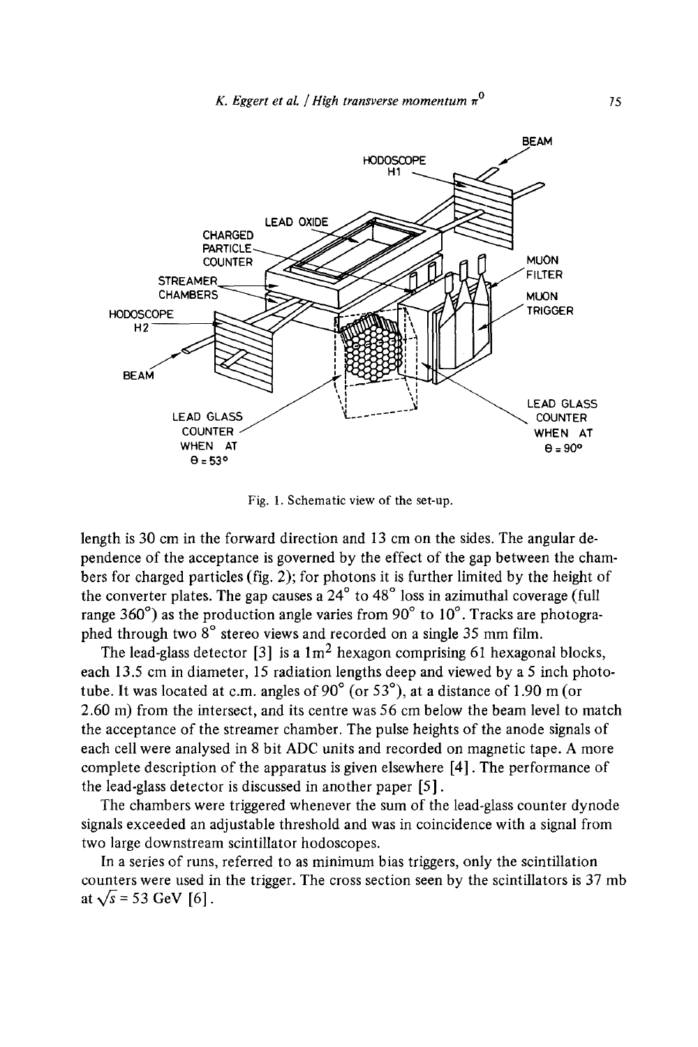Fig. 1. Schematic view of the set-up.

length is 30 cm in the forward direction and 13 cm on the sides. The angular dependence of the acceptance is governed by the effect of the gap between the chambers for charged particles (fig. 2); for photons it is further limited by the height of the converter plates. The gap causes a 24° to 48° loss in azimuthal coverage (full range 360°) as the production angle varies from 90° to 10°. Tracks are photographed through two 8° stereo views and recorded on a single 35 mm film.

The lead-glass detector [3] is a $1 m^2$ hexagon comprising 61 hexagonal blocks, each 13.5 cm in diameter, 15 radiation lengths deep and viewed by a 5 inch phototube. It was located at c.m. angles of 90° (or 53°), at a distance of 1.90 m (or 2.60 m) from the intersect, and its centre was 56 cm below the beam level to match the acceptance of the streamer chamber. The pulse heights of the anode signals of each cell were analysed in 8 bit ADC units and recorded on magnetic tape. A more complete description of the apparatus is given elsewhere [4]. The performance of the lead-glass detector is discussed in another paper [5].

The chambers were triggered whenever the sum of the lead-glass counter dynode signals exceeded an adjustable threshold and was in coincidence with a signal from two large downstream scintillator hodoscopes.

In a series of runs, referred to as minimum bias triggers, only the scintillation counters were used in the trigger. The cross section seen by the scintillators is 37 mb at $\sqrt{s} = 53$ GeV [6].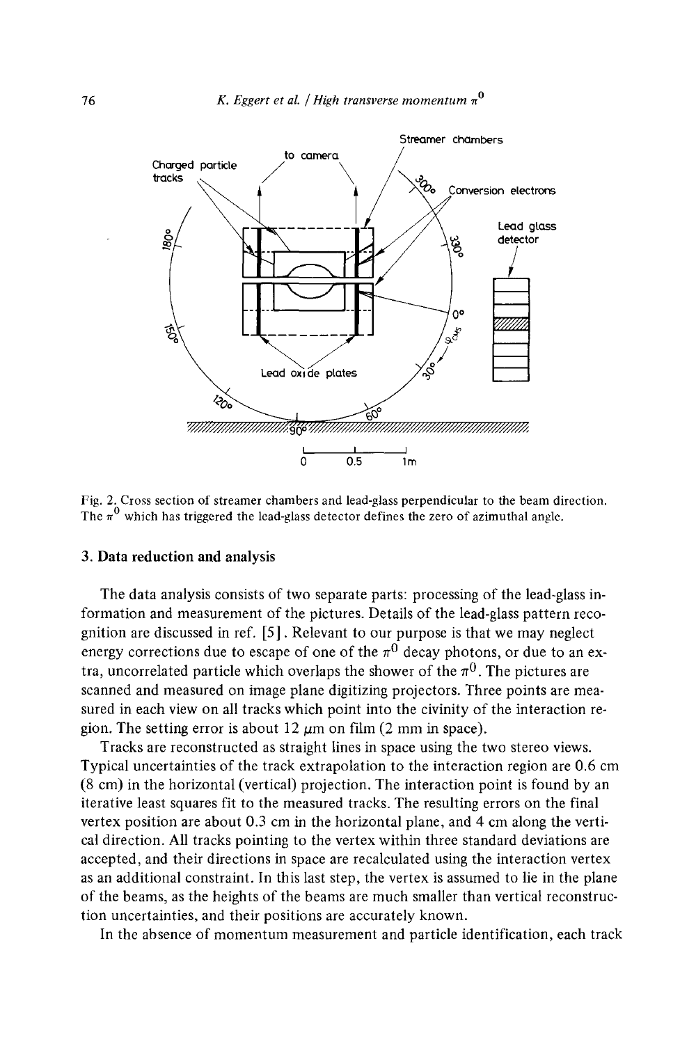Fig. 2. Cross section of streamer chambers and lead-glass perpendicular to the beam direction. The $\pi^0$ which has triggered the lead-glass detector defines the zero of azimuthal angle.

## 3. Data reduction and analysis

The data analysis consists of two separate parts: processing of the lead-glass information and measurement of the pictures. Details of the lead-glass pattern recognition are discussed in ref. [5]. Relevant to our purpose is that we may neglect energy corrections due to escape of one of the $\pi^0$ decay photons, or due to an extra, uncorrelated particle which overlaps the shower of the $\pi^0$. The pictures are scanned and measured on image plane digitizing projectors. Three points are measured in each view on all tracks which point into the civinity of the interaction region. The setting error is about 12 $\mu$m on film (2 mm in space).

Tracks are reconstructed as straight lines in space using the two stereo views. Typical uncertainties of the track extrapolation to the interaction region are 0.6 cm (8 cm) in the horizontal (vertical) projection. The interaction point is found by an iterative least squares fit to the measured tracks. The resulting errors on the final vertex position are about 0.3 cm in the horizontal plane, and 4 cm along the vertical direction. All tracks pointing to the vertex within three standard deviations are accepted, and their directions in space are recalculated using the interaction vertex as an additional constraint. In this last step, the vertex is assumed to lie in the plane of the beams, as the heights of the beams are much smaller than vertical reconstruction uncertainties, and their positions are accurately known.

In the absence of momentum measurement and particle identification, each track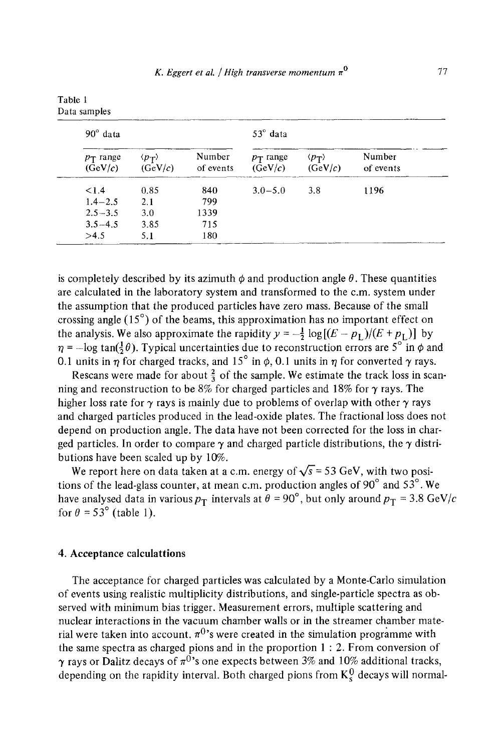Table 1
Data samples

| 90° data | | | 53° data | | |
|---|---|---|---|---|---|
| $p_T$ range (GeV/$c$) | $\langle p_T \rangle$ (GeV/$c$) | Number of events | $p_T$ range (GeV/$c$) | $\langle p_T \rangle$ (GeV/$c$) | Number of events |
| <1.4 | 0.85 | 840 | 3.0–5.0 | 3.8 | 1196 |
| 1.4–2.5 | 2.1 | 799 | | | |
| 2.5–3.5 | 3.0 | 1339 | | | |
| 3.5–4.5 | 3.85 | 715 | | | |
| >4.5 | 5.1 | 180 | | | |

is completely described by its azimuth $\phi$ and production angle $\theta$. These quantities are calculated in the laboratory system and transformed to the c.m. system under the assumption that the produced particles have zero mass. Because of the small crossing angle (15°) of the beams, this approximation has no important effect on the analysis. We also approximate the rapidity $y = -\frac{1}{2} \log[(E - p_L)/(E + p_L)]$ by $\eta = -\log \tan(\frac{1}{2}\theta)$. Typical uncertainties due to reconstruction errors are 5° in $\phi$ and 0.1 units in $\eta$ for charged tracks, and 15° in $\phi$, 0.1 units in $\eta$ for converted $\gamma$ rays.

Rescans were made for about $\frac{2}{3}$ of the sample. We estimate the track loss in scanning and reconstruction to be 8% for charged particles and 18% for $\gamma$ rays. The higher loss rate for $\gamma$ rays is mainly due to problems of overlap with other $\gamma$ rays and charged particles produced in the lead-oxide plates. The fractional loss does not depend on production angle. The data have not been corrected for the loss in charged particles. In order to compare $\gamma$ and charged particle distributions, the $\gamma$ distributions have been scaled up by 10%.

We report here on data taken at a c.m. energy of $\sqrt{s} = 53$ GeV, with two positions of the lead-glass counter, at mean c.m. production angles of 90° and 53°. We have analysed data in various $p_T$ intervals at $\theta = 90°$, but only around $p_T = 3.8$ GeV/$c$ for $\theta = 53°$ (table 1).

## 4. Acceptance calculattions

The acceptance for charged particles was calculated by a Monte-Carlo simulation of events using realistic multiplicity distributions, and single-particle spectra as observed with minimum bias trigger. Measurement errors, multiple scattering and nuclear interactions in the vacuum chamber walls or in the streamer chamber material were taken into account. $\pi^0$'s were created in the simulation programme with the same spectra as charged pions and in the proportion 1 : 2. From conversion of $\gamma$ rays or Dalitz decays of $\pi^0$'s one expects between 3% and 10% additional tracks, depending on the rapidity interval. Both charged pions from $K_s^0$ decays will normal-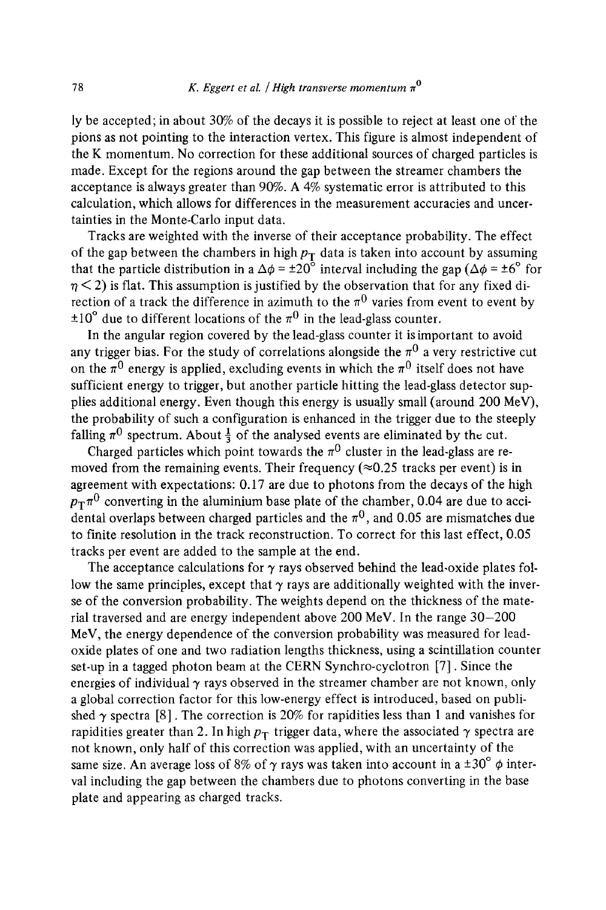ly be accepted; in about 30% of the decays it is possible to reject at least one of the pions as not pointing to the interaction vertex. This figure is almost independent of the K momentum. No correction for these additional sources of charged particles is made. Except for the regions around the gap between the streamer chambers the acceptance is always greater than 90%. A 4% systematic error is attributed to this calculation, which allows for differences in the measurement accuracies and uncertainties in the Monte-Carlo input data.

Tracks are weighted with the inverse of their acceptance probability. The effect of the gap between the chambers in high $p_T$ data is taken into account by assuming that the particle distribution in a $\Delta\phi = \pm 20°$ interval including the gap ($\Delta\phi = \pm 6°$ for $\eta < 2$) is flat. This assumption is justified by the observation that for any fixed direction of a track the difference in azimuth to the $\pi^0$ varies from event to event by $\pm 10°$ due to different locations of the $\pi^0$ in the lead-glass counter.

In the angular region covered by the lead-glass counter it is important to avoid any trigger bias. For the study of correlations alongside the $\pi^0$ a very restrictive cut on the $\pi^0$ energy is applied, excluding events in which the $\pi^0$ itself does not have sufficient energy to trigger, but another particle hitting the lead-glass detector supplies additional energy. Even though this energy is usually small (around 200 MeV), the probability of such a configuration is enhanced in the trigger due to the steeply falling $\pi^0$ spectrum. About $\frac{1}{3}$ of the analysed events are eliminated by the cut.

Charged particles which point towards the $\pi^0$ cluster in the lead-glass are removed from the remaining events. Their frequency ($\approx 0.25$ tracks per event) is in agreement with expectations: 0.17 are due to photons from the decays of the high $p_T \pi^0$ converting in the aluminium base plate of the chamber, 0.04 are due to accidental overlaps between charged particles and the $\pi^0$, and 0.05 are mismatches due to finite resolution in the track reconstruction. To correct for this last effect, 0.05 tracks per event are added to the sample at the end.

The acceptance calculations for $\gamma$ rays observed behind the lead-oxide plates follow the same principles, except that $\gamma$ rays are additionally weighted with the inverse of the conversion probability. The weights depend on the thickness of the material traversed and are energy independent above 200 MeV. In the range 30–200 MeV, the energy dependence of the conversion probability was measured for lead-oxide plates of one and two radiation lengths thickness, using a scintillation counter set-up in a tagged photon beam at the CERN Synchro-cyclotron [7]. Since the energies of individual $\gamma$ rays observed in the streamer chamber are not known, only a global correction factor for this low-energy effect is introduced, based on published $\gamma$ spectra [8]. The correction is 20% for rapidities less than 1 and vanishes for rapidities greater than 2. In high $p_T$ trigger data, where the associated $\gamma$ spectra are not known, only half of this correction was applied, with an uncertainty of the same size. An average loss of 8% of $\gamma$ rays was taken into account in a $\pm 30°$ $\phi$ interval including the gap between the chambers due to photons converting in the base plate and appearing as charged tracks.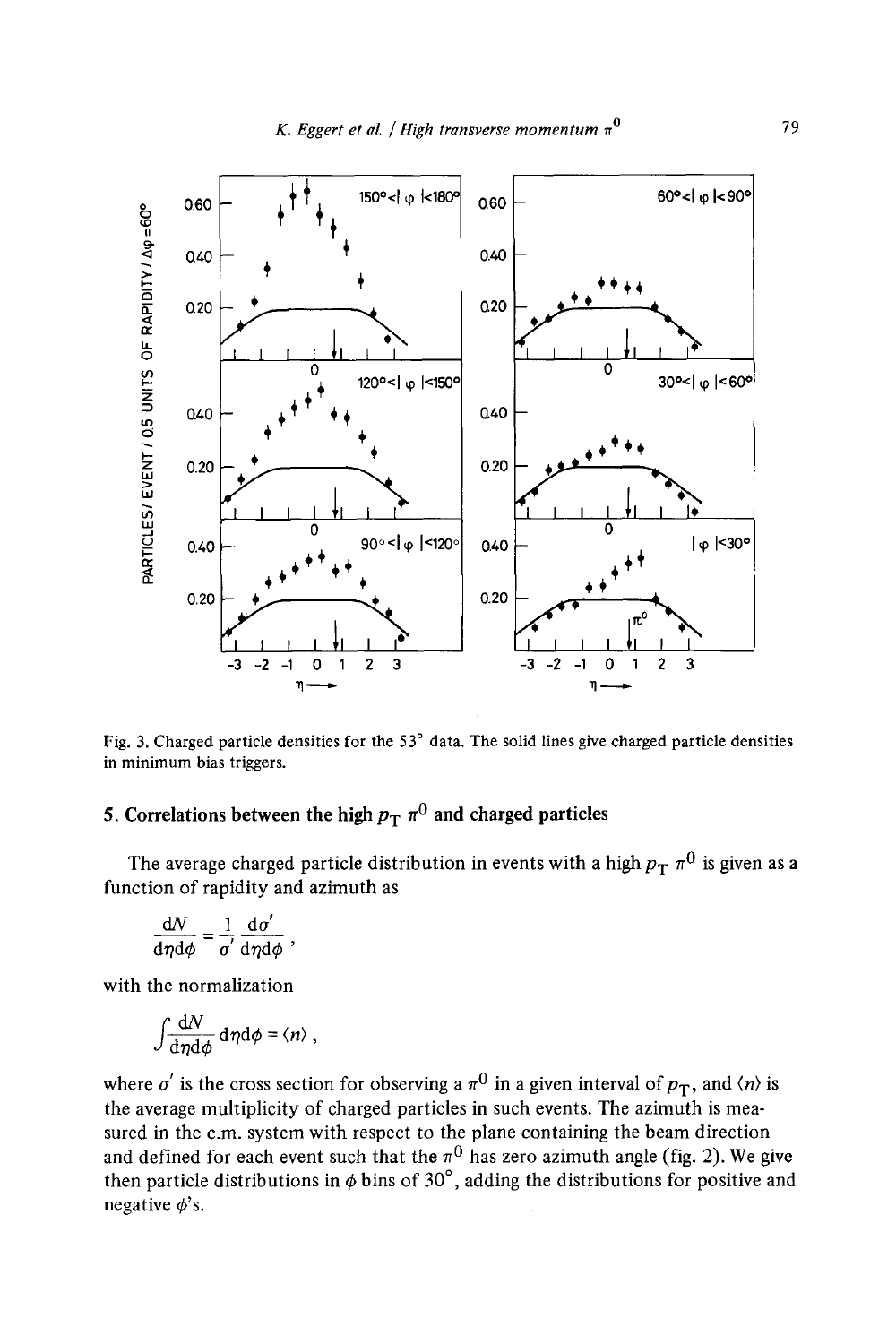Fig. 3. Charged particle densities for the 53° data. The solid lines give charged particle densities in minimum bias triggers.

## 5. Correlations between the high $p_T$ $\pi^0$ and charged particles

The average charged particle distribution in events with a high $p_T$ $\pi^0$ is given as a function of rapidity and azimuth as

$$\frac{dN}{d\eta d\phi} = \frac{1}{\sigma'} \frac{d\sigma'}{d\eta d\phi} ,$$

with the normalization

$$\int \frac{dN}{d\eta d\phi} d\eta d\phi = \langle n \rangle ,$$

where $\sigma'$ is the cross section for observing a $\pi^0$ in a given interval of $p_T$, and $\langle n \rangle$ is the average multiplicity of charged particles in such events. The azimuth is measured in the c.m. system with respect to the plane containing the beam direction and defined for each event such that the $\pi^0$ has zero azimuth angle (fig. 2). We give then particle distributions in $\phi$ bins of 30°, adding the distributions for positive and negative $\phi$'s.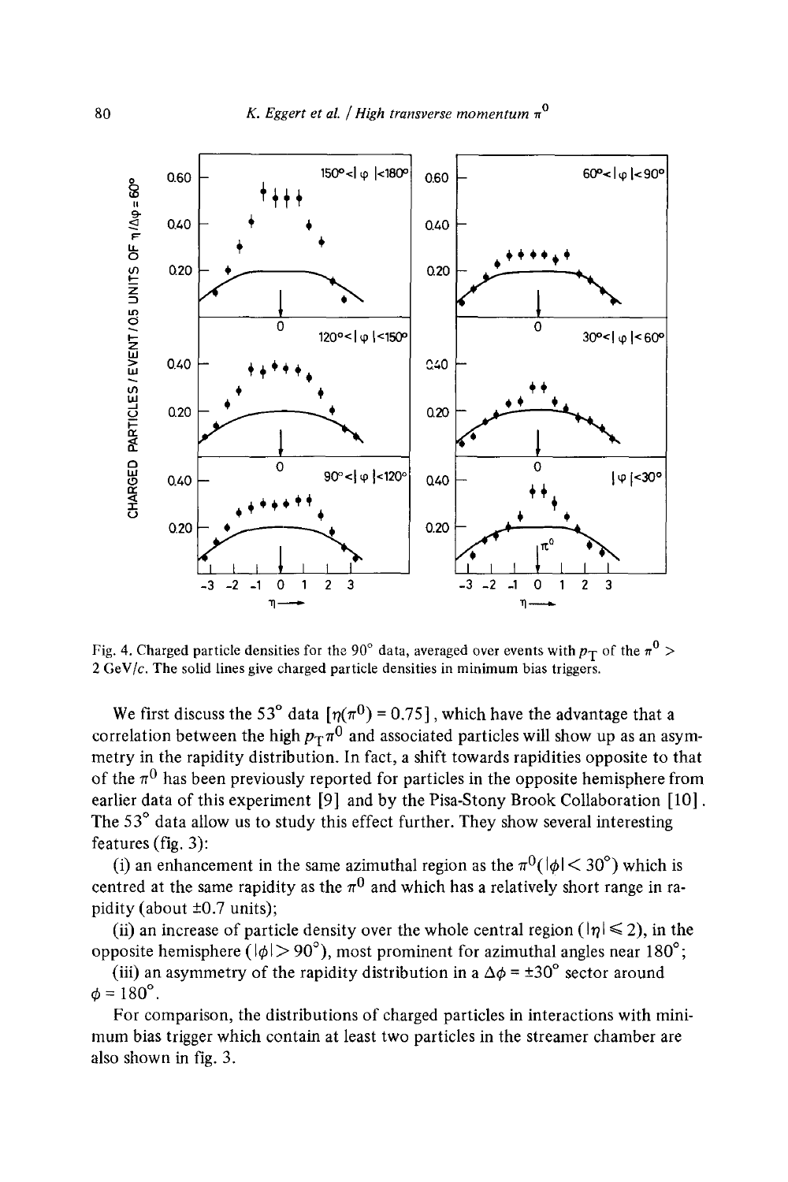Fig. 4. Charged particle densities for the 90° data, averaged over events with $p_T$ of the $\pi^0$ > 2 GeV/$c$. The solid lines give charged particle densities in minimum bias triggers.

We first discuss the 53° data [$\eta(\pi^0) = 0.75$], which have the advantage that a correlation between the high $p_T \pi^0$ and associated particles will show up as an asymmetry in the rapidity distribution. In fact, a shift towards rapidities opposite to that of the $\pi^0$ has been previously reported for particles in the opposite hemisphere from earlier data of this experiment [9] and by the Pisa-Stony Brook Collaboration [10]. The 53° data allow us to study this effect further. They show several interesting features (fig. 3):

(i) an enhancement in the same azimuthal region as the $\pi^0$($|\phi| < 30°$) which is centred at the same rapidity as the $\pi^0$ and which has a relatively short range in rapidity (about ±0.7 units);

(ii) an increase of particle density over the whole central region ($|\eta| \leqslant 2$), in the opposite hemisphere ($|\phi| > 90°$), most prominent for azimuthal angles near 180°;

(iii) an asymmetry of the rapidity distribution in a $\Delta\phi = \pm 30°$ sector around $\phi = 180°$.

For comparison, the distributions of charged particles in interactions with minimum bias trigger which contain at least two particles in the streamer chamber are also shown in fig. 3.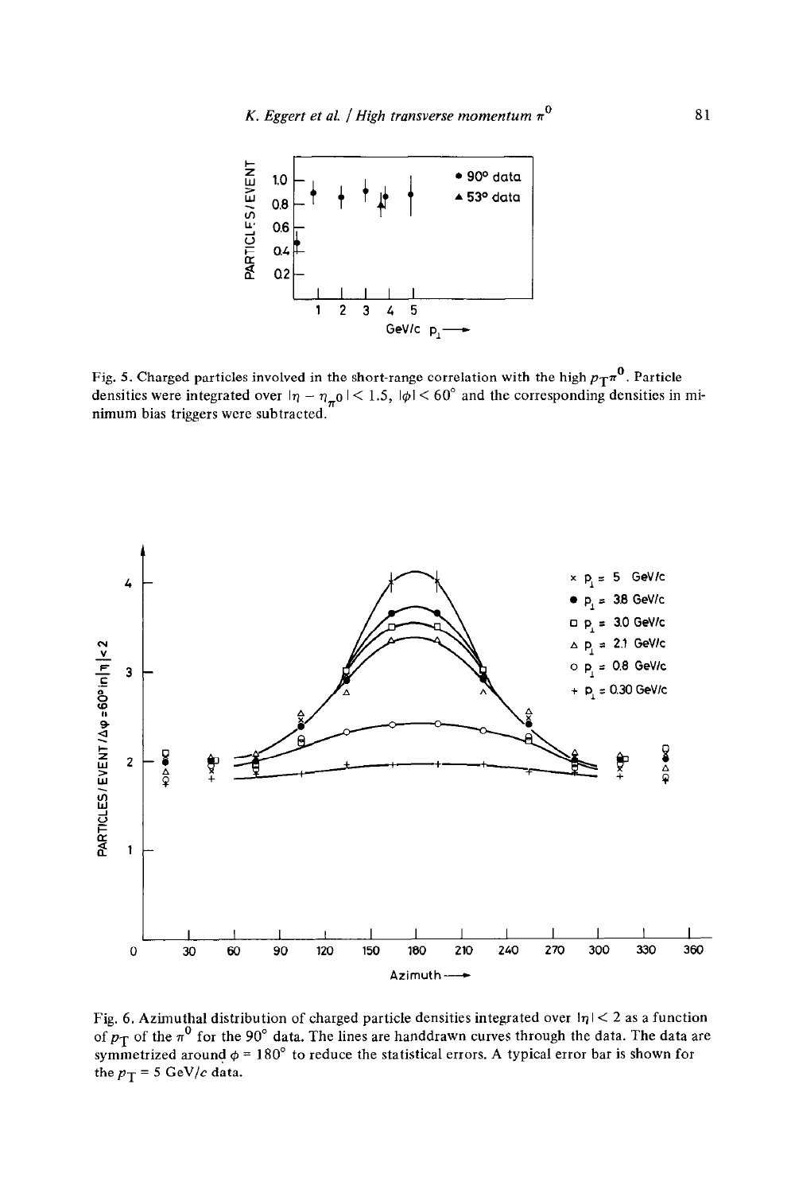Fig. 5. Charged particles involved in the short-range correlation with the high $p_T\pi^0$. Particle densities were integrated over $|\eta - \eta_{\pi^0}| < 1.5$, $|\phi| < 60°$ and the corresponding densities in minimum bias triggers were subtracted.

Fig. 6. Azimuthal distribution of charged particle densities integrated over $|\eta| < 2$ as a function of $p_T$ of the $\pi^0$ for the 90° data. The lines are handdrawn curves through the data. The data are symmetrized around $\phi = 180°$ to reduce the statistical errors. A typical error bar is shown for the $p_T = 5$ GeV/$c$ data.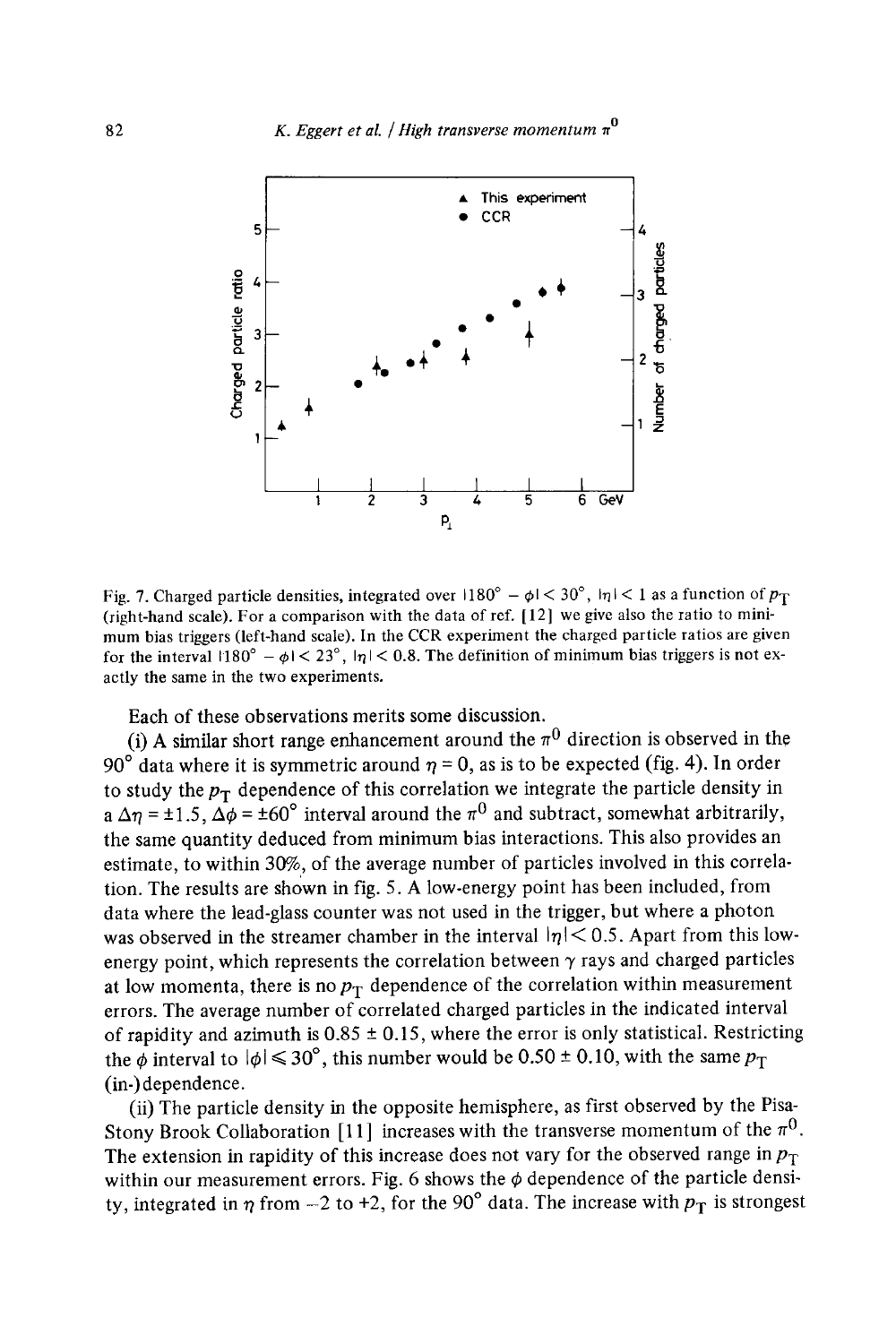Fig. 7. Charged particle densities, integrated over $|180° - \phi| < 30°$, $|\eta| < 1$ as a function of $p_T$ (right-hand scale). For a comparison with the data of ref. [12] we give also the ratio to minimum bias triggers (left-hand scale). In the CCR experiment the charged particle ratios are given for the interval $|180° - \phi| < 23°$, $|\eta| < 0.8$. The definition of minimum bias triggers is not exactly the same in the two experiments.

Each of these observations merits some discussion.

(i) A similar short range enhancement around the $\pi^0$ direction is observed in the 90° data where it is symmetric around $\eta = 0$, as is to be expected (fig. 4). In order to study the $p_T$ dependence of this correlation we integrate the particle density in a $\Delta\eta = \pm 1.5$, $\Delta\phi = \pm 60°$ interval around the $\pi^0$ and subtract, somewhat arbitrarily, the same quantity deduced from minimum bias interactions. This also provides an estimate, to within 30%, of the average number of particles involved in this correlation. The results are shown in fig. 5. A low-energy point has been included, from data where the lead-glass counter was not used in the trigger, but where a photon was observed in the streamer chamber in the interval $|\eta| < 0.5$. Apart from this low-energy point, which represents the correlation between $\gamma$ rays and charged particles at low momenta, there is no $p_T$ dependence of the correlation within measurement errors. The average number of correlated charged particles in the indicated interval of rapidity and azimuth is $0.85 \pm 0.15$, where the error is only statistical. Restricting the $\phi$ interval to $|\phi| \leqslant 30°$, this number would be $0.50 \pm 0.10$, with the same $p_T$ (in-)dependence.

(ii) The particle density in the opposite hemisphere, as first observed by the Pisa-Stony Brook Collaboration [11] increases with the transverse momentum of the $\pi^0$. The extension in rapidity of this increase does not vary for the observed range in $p_T$ within our measurement errors. Fig. 6 shows the $\phi$ dependence of the particle density, integrated in $\eta$ from $-2$ to $+2$, for the 90° data. The increase with $p_T$ is strongest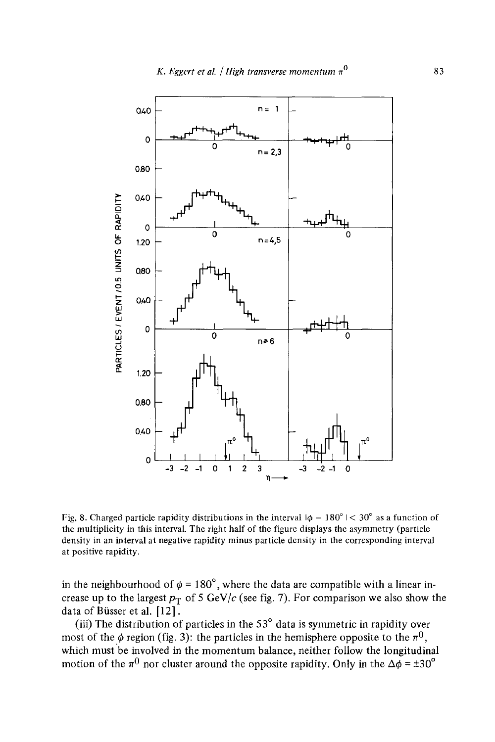Fig. 8. Charged particle rapidity distributions in the interval $|\phi - 180°| < 30°$ as a function of the multiplicity in this interval. The right half of the figure displays the asymmetry (particle density in an interval at negative rapidity minus particle density in the corresponding interval at positive rapidity.

in the neighbourhood of $\phi = 180°$, where the data are compatible with a linear increase up to the largest $p_T$ of 5 GeV/$c$ (see fig. 7). For comparison we also show the data of Büsser et al. [12].

(iii) The distribution of particles in the 53° data is symmetric in rapidity over most of the $\phi$ region (fig. 3): the particles in the hemisphere opposite to the $\pi^0$, which must be involved in the momentum balance, neither follow the longitudinal motion of the $\pi^0$ nor cluster around the opposite rapidity. Only in the $\Delta\phi = \pm 30°$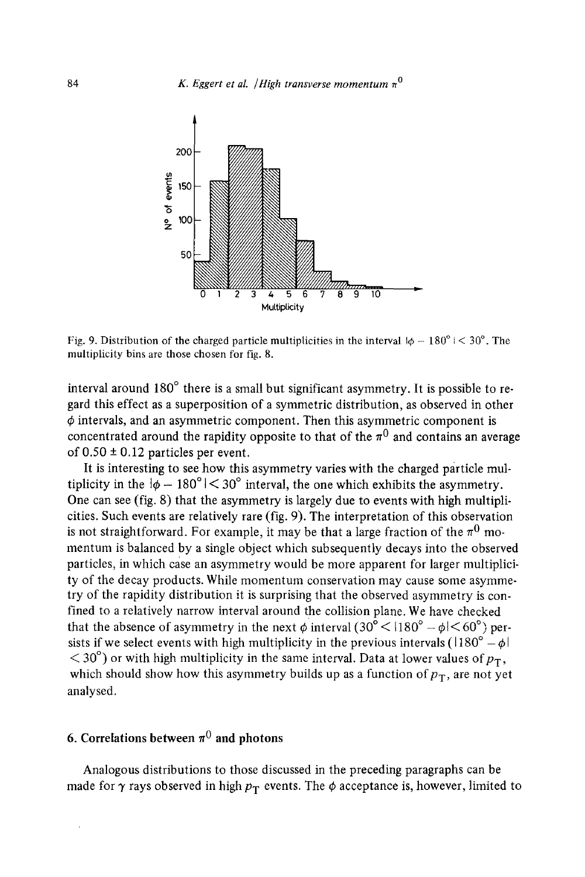Fig. 9. Distribution of the charged particle multiplicities in the interval $|\phi - 180°| < 30°$. The multiplicity bins are those chosen for fig. 8.

interval around 180° there is a small but significant asymmetry. It is possible to regard this effect as a superposition of a symmetric distribution, as observed in other $\phi$ intervals, and an asymmetric component. Then this asymmetric component is concentrated around the rapidity opposite to that of the $\pi^0$ and contains an average of $0.50 \pm 0.12$ particles per event.

It is interesting to see how this asymmetry varies with the charged particle multiplicity in the $|\phi - 180°| < 30°$ interval, the one which exhibits the asymmetry. One can see (fig. 8) that the asymmetry is largely due to events with high multiplicities. Such events are relatively rare (fig. 9). The interpretation of this observation is not straightforward. For example, it may be that a large fraction of the $\pi^0$ momentum is balanced by a single object which subsequently decays into the observed particles, in which case an asymmetry would be more apparent for larger multiplicity of the decay products. While momentum conservation may cause some asymmetry of the rapidity distribution it is surprising that the observed asymmetry is confined to a relatively narrow interval around the collision plane. We have checked that the absence of asymmetry in the next $\phi$ interval $(30° < |180° - \phi| < 60°)$ persists if we select events with high multiplicity in the previous intervals $(|180° - \phi| < 30°)$ or with high multiplicity in the same interval. Data at lower values of $p_T$, which should show how this asymmetry builds up as a function of $p_T$, are not yet analysed.

## 6. Correlations between $\pi^0$ and photons

Analogous distributions to those discussed in the preceding paragraphs can be made for $\gamma$ rays observed in high $p_T$ events. The $\phi$ acceptance is, however, limited to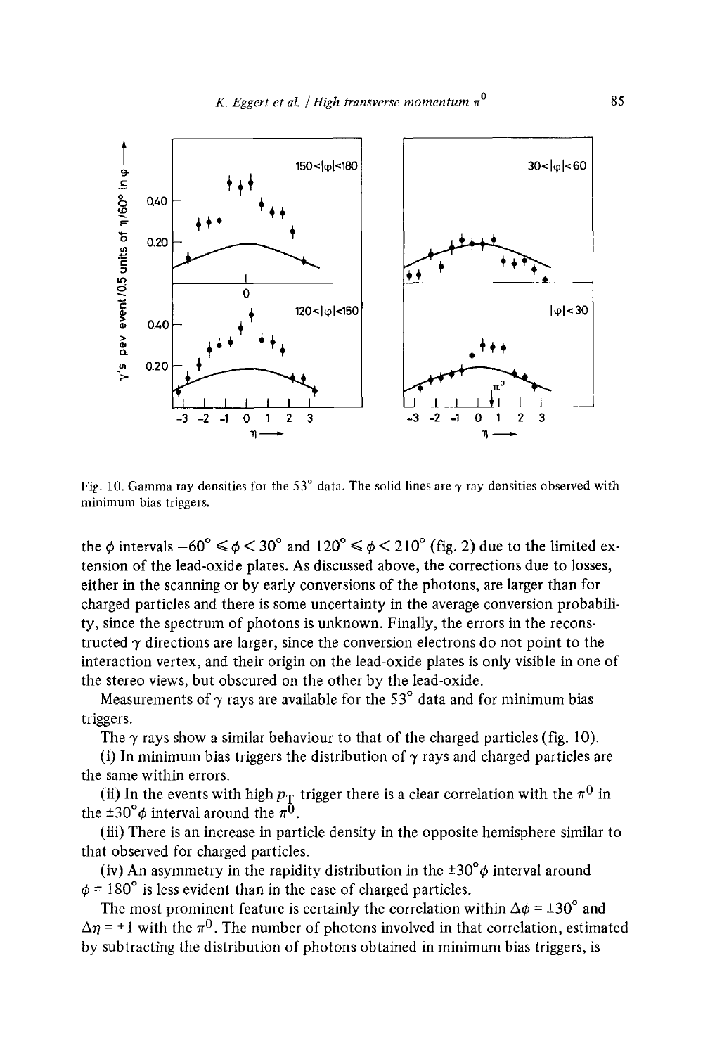Fig. 10. Gamma ray densities for the 53° data. The solid lines are $\gamma$ ray densities observed with minimum bias triggers.

the $\phi$ intervals $-60^\circ \leqslant \phi < 30^\circ$ and $120^\circ \leqslant \phi < 210^\circ$ (fig. 2) due to the limited extension of the lead-oxide plates. As discussed above, the corrections due to losses, either in the scanning or by early conversions of the photons, are larger than for charged particles and there is some uncertainty in the average conversion probability, since the spectrum of photons is unknown. Finally, the errors in the reconstructed $\gamma$ directions are larger, since the conversion electrons do not point to the interaction vertex, and their origin on the lead-oxide plates is only visible in one of the stereo views, but obscured on the other by the lead-oxide.

Measurements of $\gamma$ rays are available for the 53° data and for minimum bias triggers.

The $\gamma$ rays show a similar behaviour to that of the charged particles (fig. 10).

(i) In minimum bias triggers the distribution of $\gamma$ rays and charged particles are the same within errors.

(ii) In the events with high $p_T$ trigger there is a clear correlation with the $\pi^0$ in the $\pm 30^\circ \phi$ interval around the $\pi^0$.

(iii) There is an increase in particle density in the opposite hemisphere similar to that observed for charged particles.

(iv) An asymmetry in the rapidity distribution in the $\pm 30^\circ \phi$ interval around $\phi = 180^\circ$ is less evident than in the case of charged particles.

The most prominent feature is certainly the correlation within $\Delta\phi = \pm 30^\circ$ and $\Delta\eta = \pm 1$ with the $\pi^0$. The number of photons involved in that correlation, estimated by subtracting the distribution of photons obtained in minimum bias triggers, is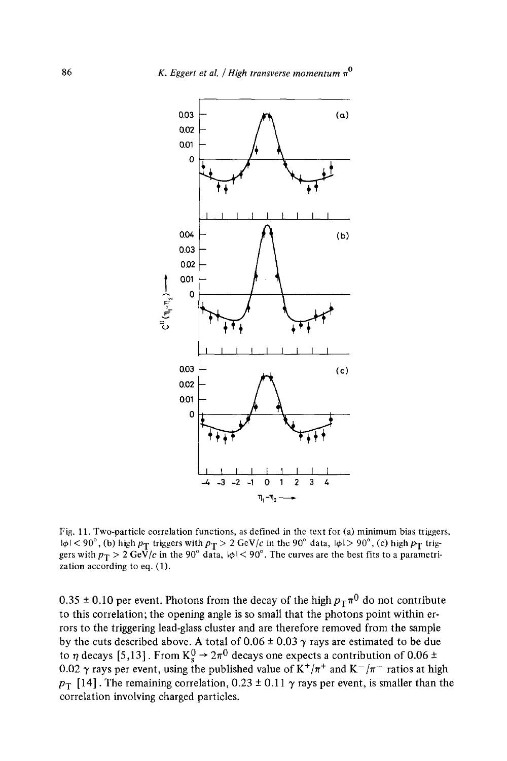Fig. 11. Two-particle correlation functions, as defined in the text for (a) minimum bias triggers, $|\phi| < 90°$, (b) high $p_T$ triggers with $p_T > 2$ GeV/$c$ in the 90° data, $|\phi| > 90°$, (c) high $p_T$ triggers with $p_T > 2$ GeV/$c$ in the 90° data, $|\phi| < 90°$. The curves are the best fits to a parametrization according to eq. (1).

$0.35 \pm 0.10$ per event. Photons from the decay of the high $p_T \pi^0$ do not contribute to this correlation; the opening angle is so small that the photons point within errors to the triggering lead-glass cluster and are therefore removed from the sample by the cuts described above. A total of $0.06 \pm 0.03$ $\gamma$ rays are estimated to be due to $\eta$ decays [5,13]. From $K^0_S \to 2\pi^0$ decays one expects a contribution of $0.06 \pm 0.02$ $\gamma$ rays per event, using the published value of $K^+/\pi^+$ and $K^-/\pi^-$ ratios at high $p_T$ [14]. The remaining correlation, $0.23 \pm 0.11$ $\gamma$ rays per event, is smaller than the correlation involving charged particles.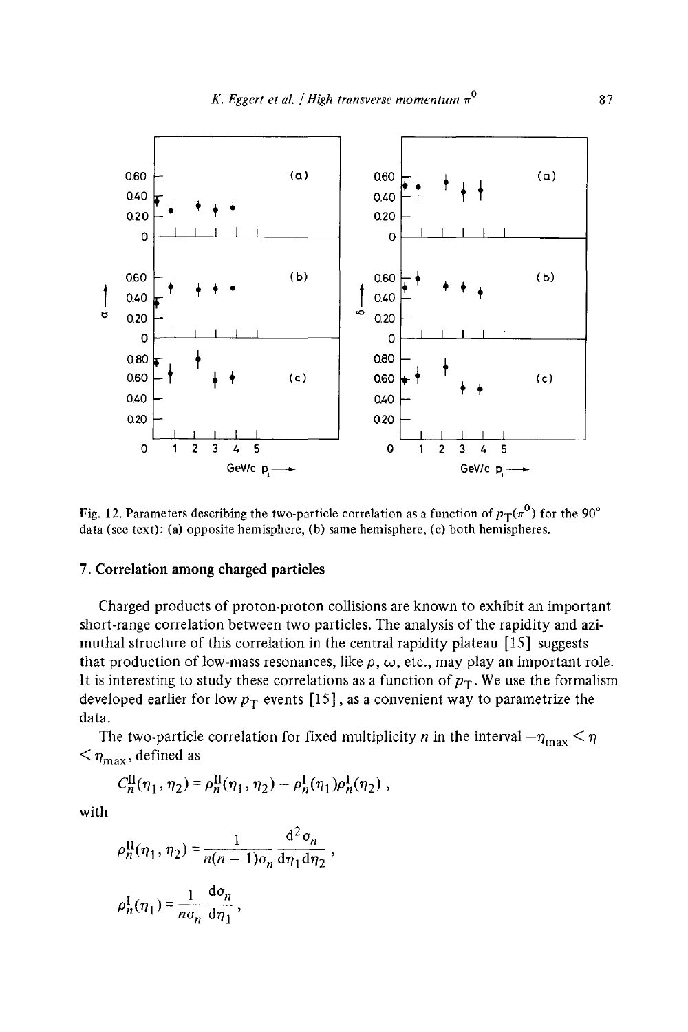Fig. 12. Parameters describing the two-particle correlation as a function of $p_T(\pi^0)$ for the 90° data (see text): (a) opposite hemisphere, (b) same hemisphere, (c) both hemispheres.

## 7. Correlation among charged particles

Charged products of proton-proton collisions are known to exhibit an important short-range correlation between two particles. The analysis of the rapidity and azimuthal structure of this correlation in the central rapidity plateau [15] suggests that production of low-mass resonances, like $\rho$, $\omega$, etc., may play an important role. It is interesting to study these correlations as a function of $p_T$. We use the formalism developed earlier for low $p_T$ events [15], as a convenient way to parametrize the data.

The two-particle correlation for fixed multiplicity $n$ in the interval $-\eta_{max} < \eta < \eta_{max}$, defined as

$$C_n^{II}(\eta_1, \eta_2) = \rho_n^{II}(\eta_1, \eta_2) - \rho_n^{I}(\eta_1)\rho_n^{I}(\eta_2) ,$$

with

$$\rho_n^{II}(\eta_1, \eta_2) = \frac{1}{n(n-1)\sigma_n} \frac{d^2\sigma_n}{d\eta_1 d\eta_2} ,$$

$$\rho_n^{I}(\eta_1) = \frac{1}{n\sigma_n} \frac{d\sigma_n}{d\eta_1} ,$$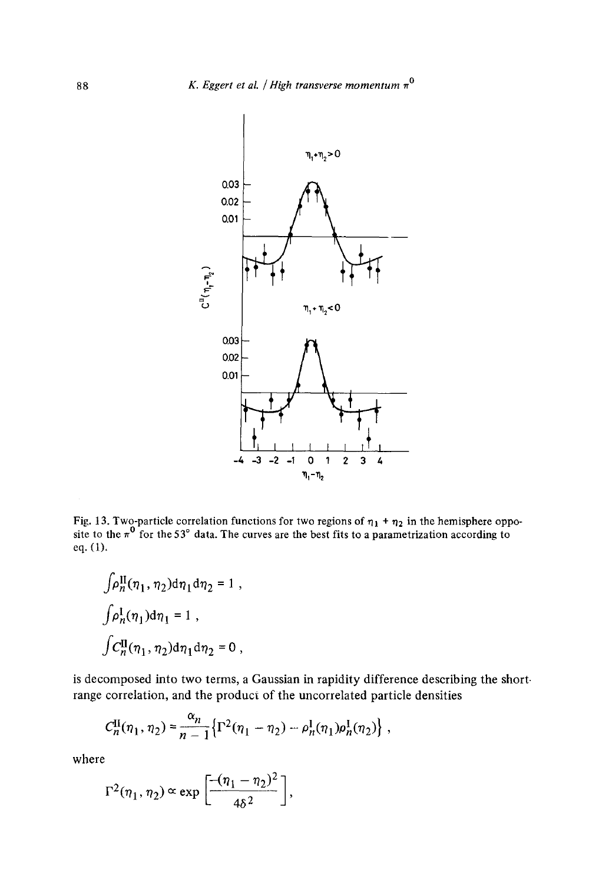Fig. 13. Two-particle correlation functions for two regions of $\eta_1 + \eta_2$ in the hemisphere opposite to the $\pi^0$ for the 53° data. The curves are the best fits to a parametrization according to eq. (1).

$$\int \rho_n^{\mathrm{II}}(\eta_1, \eta_2)\mathrm{d}\eta_1 \mathrm{d}\eta_2 = 1 \,,$$

$$\int \rho_n^{\mathrm{I}}(\eta_1)\mathrm{d}\eta_1 = 1 \,,$$

$$\int C_n^{\mathrm{II}}(\eta_1, \eta_2)\mathrm{d}\eta_1 \mathrm{d}\eta_2 = 0 \,,$$

is decomposed into two terms, a Gaussian in rapidity difference describing the short-range correlation, and the product of the uncorrelated particle densities

$$C_n^{\mathrm{II}}(\eta_1, \eta_2) = \frac{\alpha_n}{n-1}\{\Gamma^2(\eta_1 - \eta_2) - \rho_n^{\mathrm{I}}(\eta_1)\rho_n^{\mathrm{I}}(\eta_2)\} \,,$$

where

$$\Gamma^2(\eta_1, \eta_2) \propto \exp\left[\frac{-(\eta_1 - \eta_2)^2}{4\delta^2}\right],$$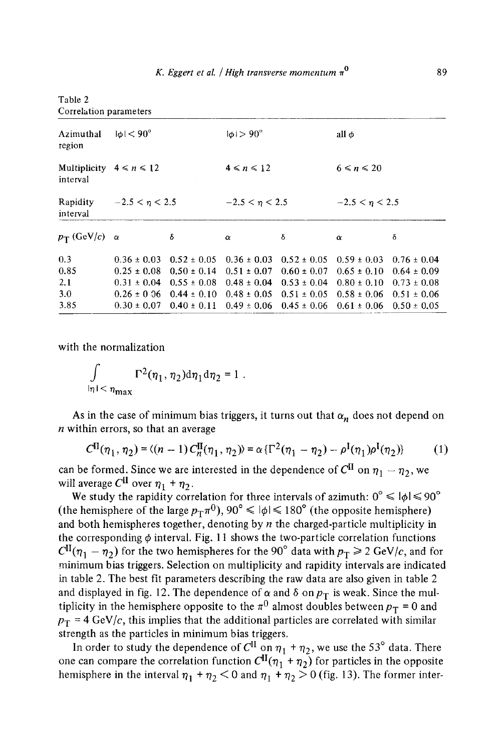Table 2
Correlation parameters

| Azimuthal region | $\|\phi\| < 90°$ | | $\|\phi\| > 90°$ | | all $\phi$ | |
|---|---|---|---|---|---|---|
| Multiplicity interval | $4 \leqslant n \leqslant 12$ | | $4 \leqslant n \leqslant 12$ | | $6 \leqslant n \leqslant 20$ | |
| Rapidity interval | $-2.5 < \eta < 2.5$ | | $-2.5 < \eta < 2.5$ | | $-2.5 < \eta < 2.5$ | |
| $p_T$ (GeV/$c$) | $\alpha$ | $\delta$ | $\alpha$ | $\delta$ | $\alpha$ | $\delta$ |
| 0.3 | 0.36 ± 0.03 | 0.52 ± 0.05 | 0.36 ± 0.03 | 0.52 ± 0.05 | 0.59 ± 0.03 | 0.76 ± 0.04 |
| 0.85 | 0.25 ± 0.08 | 0.50 ± 0.14 | 0.51 ± 0.07 | 0.60 ± 0.07 | 0.65 ± 0.10 | 0.64 ± 0.09 |
| 2.1 | 0.31 ± 0.04 | 0.55 ± 0.08 | 0.48 ± 0.04 | 0.53 ± 0.04 | 0.80 ± 0.10 | 0.73 ± 0.08 |
| 3.0 | 0.26 ± 0.06 | 0.44 ± 0.10 | 0.48 ± 0.05 | 0.51 ± 0.05 | 0.58 ± 0.06 | 0.51 ± 0.06 |
| 3.85 | 0.30 ± 0.07 | 0.40 ± 0.11 | 0.49 ± 0.06 | 0.45 ± 0.06 | 0.61 ± 0.06 | 0.50 ± 0.05 |

with the normalization

$$\int_{|\eta| < \eta_{\max}} \Gamma^2(\eta_1, \eta_2) \mathrm{d}\eta_1 \mathrm{d}\eta_2 = 1 .$$

As in the case of minimum bias triggers, it turns out that $\alpha_n$ does not depend on $n$ within errors, so that an average

$$C^{\text{II}}(\eta_1, \eta_2) = \langle (n-1) C_n^{\text{II}}(\eta_1, \eta_2) \rangle = \alpha \{\Gamma^2(\eta_1 - \eta_2) - \rho^{\text{I}}(\eta_1)\rho^{\text{I}}(\eta_2)\} \qquad (1)$$

can be formed. Since we are interested in the dependence of $C^{\text{II}}$ on $\eta_1 - \eta_2$, we will average $C^{\text{II}}$ over $\eta_1 + \eta_2$.

We study the rapidity correlation for three intervals of azimuth: $0° \leqslant |\phi| \leqslant 90°$ (the hemisphere of the large $p_T \pi^0$), $90° \leqslant |\phi| \leqslant 180°$ (the opposite hemisphere) and both hemispheres together, denoting by $n$ the charged-particle multiplicity in the corresponding $\phi$ interval. Fig. 11 shows the two-particle correlation functions $C^{\text{II}}(\eta_1 - \eta_2)$ for the two hemispheres for the 90° data with $p_T \geqslant 2$ GeV/$c$, and for minimum bias triggers. Selection on multiplicity and rapidity intervals are indicated in table 2. The best fit parameters describing the raw data are also given in table 2 and displayed in fig. 12. The dependence of $\alpha$ and $\delta$ on $p_T$ is weak. Since the multiplicity in the hemisphere opposite to the $\pi^0$ almost doubles between $p_T = 0$ and $p_T = 4$ GeV/$c$, this implies that the additional particles are correlated with similar strength as the particles in minimum bias triggers.

In order to study the dependence of $C^{\text{II}}$ on $\eta_1 + \eta_2$, we use the 53° data. There one can compare the correlation function $C^{\text{II}}(\eta_1 + \eta_2)$ for particles in the opposite hemisphere in the interval $\eta_1 + \eta_2 < 0$ and $\eta_1 + \eta_2 > 0$ (fig. 13). The former inter-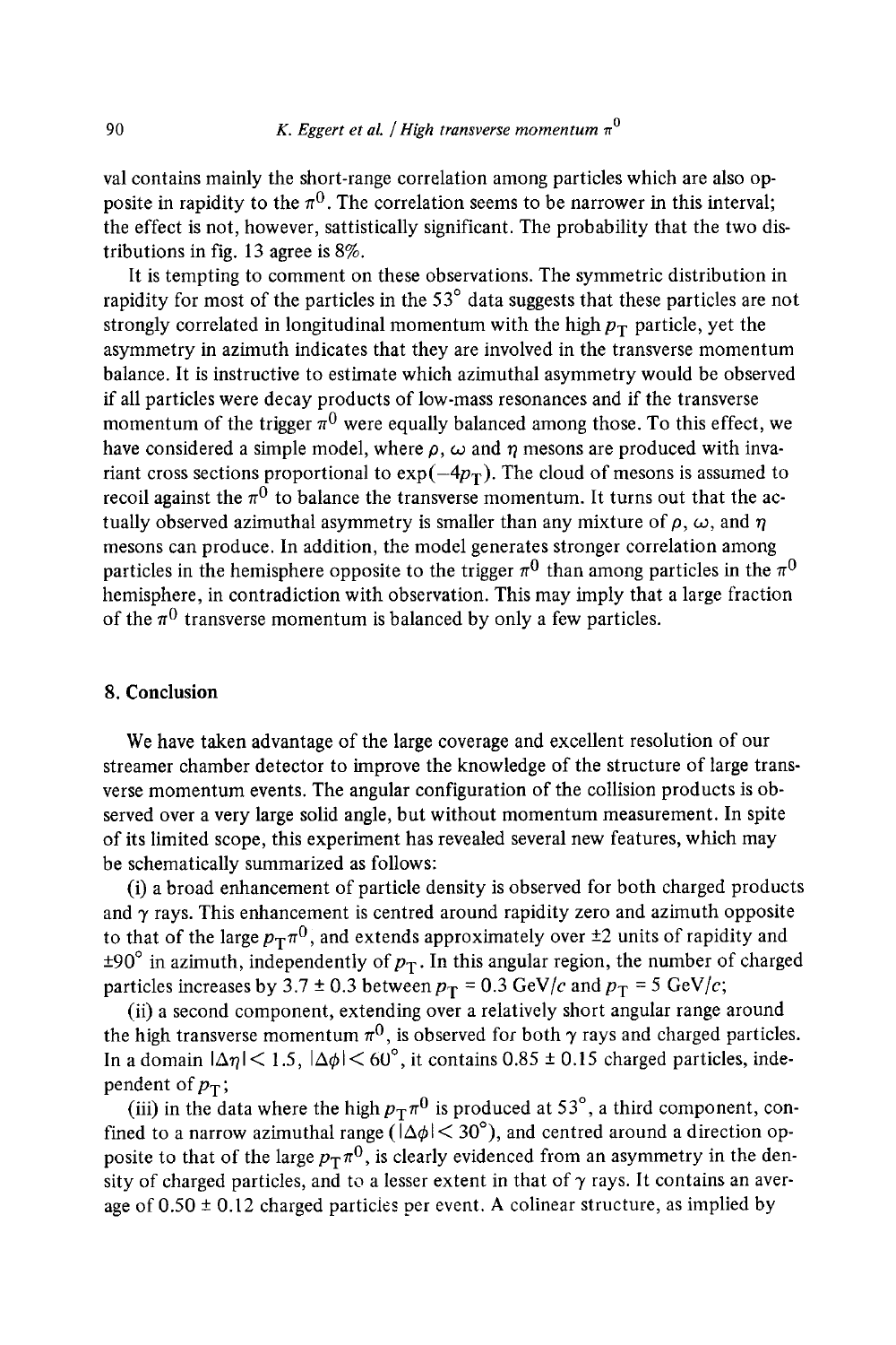val contains mainly the short-range correlation among particles which are also opposite in rapidity to the $\pi^0$. The correlation seems to be narrower in this interval; the effect is not, however, sattistically significant. The probability that the two distributions in fig. 13 agree is 8%.

It is tempting to comment on these observations. The symmetric distribution in rapidity for most of the particles in the 53° data suggests that these particles are not strongly correlated in longitudinal momentum with the high $p_T$ particle, yet the asymmetry in azimuth indicates that they are involved in the transverse momentum balance. It is instructive to estimate which azimuthal asymmetry would be observed if all particles were decay products of low-mass resonances and if the transverse momentum of the trigger $\pi^0$ were equally balanced among those. To this effect, we have considered a simple model, where $\rho$, $\omega$ and $\eta$ mesons are produced with invariant cross sections proportional to $\exp(-4p_T)$. The cloud of mesons is assumed to recoil against the $\pi^0$ to balance the transverse momentum. It turns out that the actually observed azimuthal asymmetry is smaller than any mixture of $\rho$, $\omega$, and $\eta$ mesons can produce. In addition, the model generates stronger correlation among particles in the hemisphere opposite to the trigger $\pi^0$ than among particles in the $\pi^0$ hemisphere, in contradiction with observation. This may imply that a large fraction of the $\pi^0$ transverse momentum is balanced by only a few particles.

## 8. Conclusion

We have taken advantage of the large coverage and excellent resolution of our streamer chamber detector to improve the knowledge of the structure of large transverse momentum events. The angular configuration of the collision products is observed over a very large solid angle, but without momentum measurement. In spite of its limited scope, this experiment has revealed several new features, which may be schematically summarized as follows:

(i) a broad enhancement of particle density is observed for both charged products and $\gamma$ rays. This enhancement is centred around rapidity zero and azimuth opposite to that of the large $p_T\pi^0$, and extends approximately over ±2 units of rapidity and ±90° in azimuth, independently of $p_T$. In this angular region, the number of charged particles increases by 3.7 ± 0.3 between $p_T = 0.3$ GeV/$c$ and $p_T = 5$ GeV/$c$;

(ii) a second component, extending over a relatively short angular range around the high transverse momentum $\pi^0$, is observed for both $\gamma$ rays and charged particles. In a domain $|\Delta\eta| < 1.5$, $|\Delta\phi| < 60°$, it contains 0.85 ± 0.15 charged particles, independent of $p_T$;

(iii) in the data where the high $p_T\pi^0$ is produced at 53°, a third component, confined to a narrow azimuthal range ($|\Delta\phi| < 30°$), and centred around a direction opposite to that of the large $p_T\pi^0$, is clearly evidenced from an asymmetry in the density of charged particles, and to a lesser extent in that of $\gamma$ rays. It contains an average of 0.50 ± 0.12 charged particles per event. A colinear structure, as implied by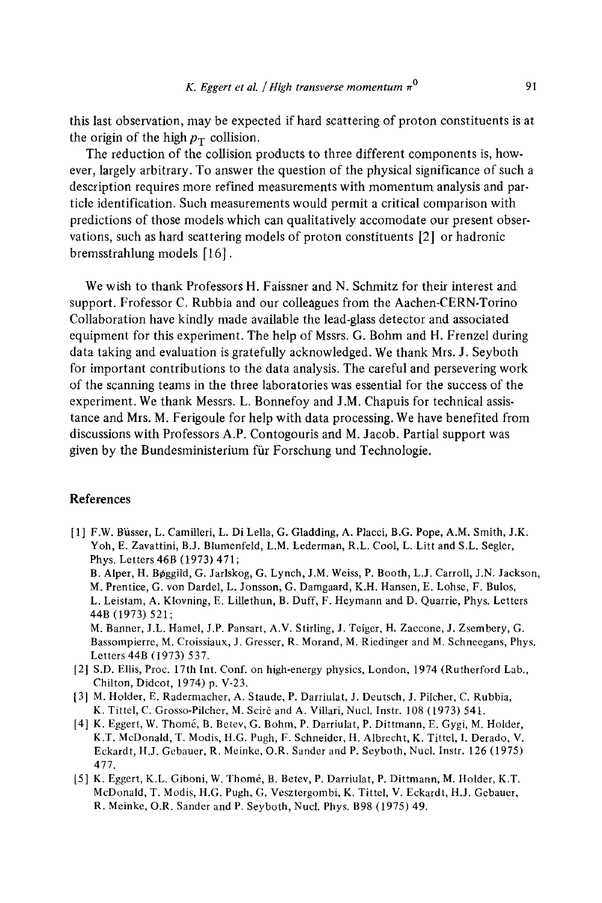this last observation, may be expected if hard scattering of proton constituents is at the origin of the high $p_T$ collision.

The reduction of the collision products to three different components is, however, largely arbitrary. To answer the question of the physical significance of such a description requires more refined measurements with momentum analysis and particle identification. Such measurements would permit a critical comparison with predictions of those models which can qualitatively accomodate our present observations, such as hard scattering models of proton constituents [2] or hadronic bremsstrahlung models [16].

We wish to thank Professors H. Faissner and N. Schmitz for their interest and support. Professor C. Rubbia and our colleagues from the Aachen-CERN-Torino Collaboration have kindly made available the lead-glass detector and associated equipment for this experiment. The help of Mssrs. G. Bohm and H. Frenzel during data taking and evaluation is gratefully acknowledged. We thank Mrs. J. Seyboth for important contributions to the data analysis. The careful and persevering work of the scanning teams in the three laboratories was essential for the success of the experiment. We thank Messrs. L. Bonnefoy and J.M. Chapuis for technical assistance and Mrs. M. Ferigoule for help with data processing. We have benefited from discussions with Professors A.P. Contogouris and M. Jacob. Partial support was given by the Bundesministerium für Forschung und Technologie.

## References

[1] F.W. Büsser, L. Camilleri, L. Di Lella, G. Gladding, A. Placci, B.G. Pope, A.M. Smith, J.K. Yoh, E. Zavattini, B.J. Blumenfeld, L.M. Lederman, R.L. Cool, L. Litt and S.L. Segler, Phys. Letters 46B (1973) 471;
B. Alper, H. Bøggild, G. Jarlskog, G. Lynch, J.M. Weiss, P. Booth, L.J. Carroll, J.N. Jackson, M. Prentice, G. von Dardel, L. Jonsson, G. Damgaard, K.H. Hansen, E. Lohse, F. Bulos, L. Leistam, A. Klovning, E. Lillethun, B. Duff, F. Heymann and D. Quarrie, Phys. Letters 44B (1973) 521;
M. Banner, J.L. Hamel, J.P. Pansart, A.V. Stirling, J. Teiger, H. Zaccone, J. Zsembery, G. Bassompierre, M. Croissiaux, J. Gresser, R. Morand, M. Riedinger and M. Schneegans, Phys. Letters 44B (1973) 537.

[2] S.D. Ellis, Proc. 17th Int. Conf. on high-energy physics, London, 1974 (Rutherford Lab., Chilton, Didcot, 1974) p. V-23.

[3] M. Holder, E. Radermacher, A. Staude, P. Darriulat, J. Deutsch, J. Pilcher, C. Rubbia, K. Tittel, C. Grosso-Pilcher, M. Sciré and A. Villari, Nucl. Instr. 108 (1973) 541.

[4] K. Eggert, W. Thomé, B. Betev, G. Bohm, P. Darriulat, P. Dittmann, E. Gygi, M. Holder, K.T. McDonald, T. Modis, H.G. Pugh, F. Schneider, H. Albrecht, K. Tittel, I. Derado, V. Eckardt, H.J. Gebauer, R. Meinke, O.R. Sander and P. Seyboth, Nucl. Instr. 126 (1975) 477.

[5] K. Eggert, K.L. Giboni, W. Thomé, B. Betev, P. Darriulat, P. Dittmann, M. Holder, K.T. McDonald, T. Modis, H.G. Pugh, G. Vesztergombi, K. Tittel, V. Eckardt, H.J. Gebauer, R. Meinke, O.R. Sander and P. Seyboth, Nucl. Phys. B98 (1975) 49.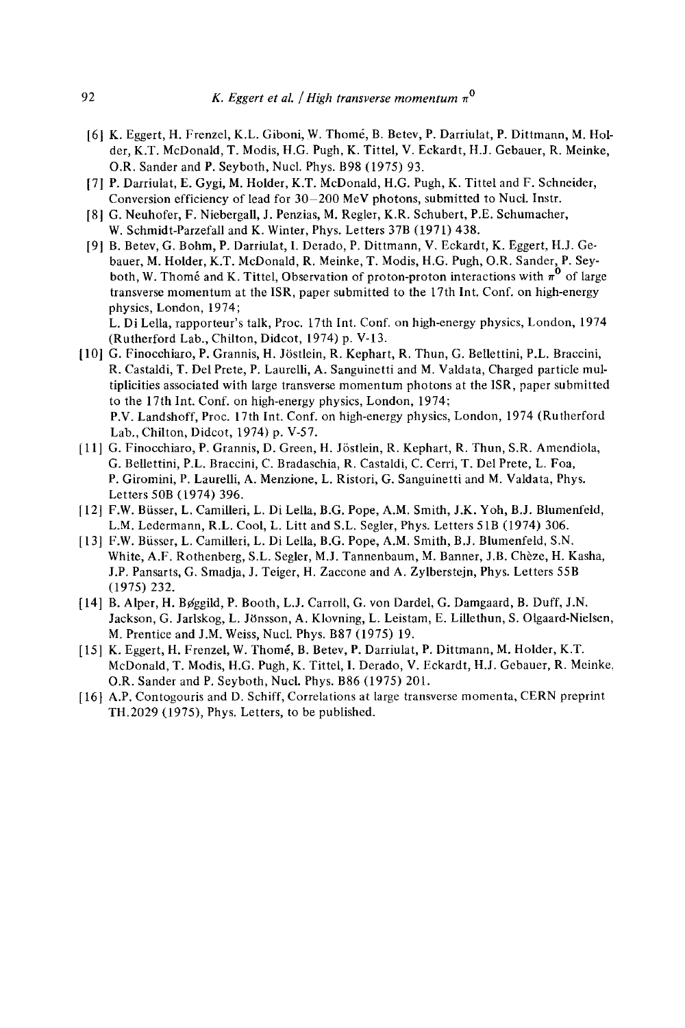[6] K. Eggert, H. Frenzel, K.L. Giboni, W. Thomé, B. Betev, P. Darriulat, P. Dittmann, M. Holder, K.T. McDonald, T. Modis, H.G. Pugh, K. Tittel, V. Eckardt, H.J. Gebauer, R. Meinke, O.R. Sander and P. Seyboth, Nucl. Phys. B98 (1975) 93.

[7] P. Darriulat, E. Gygi, M. Holder, K.T. McDonald, H.G. Pugh, K. Tittel and F. Schneider, Conversion efficiency of lead for 30–200 MeV photons, submitted to Nucl. Instr.

[8] G. Neuhofer, F. Niebergall, J. Penzias, M. Regler, K.R. Schubert, P.E. Schumacher, W. Schmidt-Parzefall and K. Winter, Phys. Letters 37B (1971) 438.

[9] B. Betev, G. Bohm, P. Darriulat, I. Derado, P. Dittmann, V. Eckardt, K. Eggert, H.J. Gebauer, M. Holder, K.T. McDonald, R. Meinke, T. Modis, H.G. Pugh, O.R. Sander, P. Seyboth, W. Thomé and K. Tittel, Observation of proton-proton interactions with $\pi^0$ of large transverse momentum at the ISR, paper submitted to the 17th Int. Conf. on high-energy physics, London, 1974;
L. Di Lella, rapporteur's talk, Proc. 17th Int. Conf. on high-energy physics, London, 1974 (Rutherford Lab., Chilton, Didcot, 1974) p. V-13.

[10] G. Finocchiaro, P. Grannis, H. Jöstlein, R. Kephart, R. Thun, G. Bellettini, P.L. Braccini, R. Castaldi, T. Del Prete, P. Laurelli, A. Sanguinetti and M. Valdata, Charged particle multiplicities associated with large transverse momentum photons at the ISR, paper submitted to the 17th Int. Conf. on high-energy physics, London, 1974;
P.V. Landshoff, Proc. 17th Int. Conf. on high-energy physics, London, 1974 (Rutherford Lab., Chilton, Didcot, 1974) p. V-57.

[11] G. Finocchiaro, P. Grannis, D. Green, H. Jöstlein, R. Kephart, R. Thun, S.R. Amendiola, G. Bellettini, P.L. Braccini, C. Bradaschia, R. Castaldi, C. Cerri, T. Del Prete, L. Foa, P. Giromini, P. Laurelli, A. Menzione, L. Ristori, G. Sanguinetti and M. Valdata, Phys. Letters 50B (1974) 396.

[12] F.W. Büsser, L. Camilleri, L. Di Lella, B.G. Pope, A.M. Smith, J.K. Yoh, B.J. Blumenfeld, L.M. Ledermann, R.L. Cool, L. Litt and S.L. Segler, Phys. Letters 51B (1974) 306.

[13] F.W. Büsser, L. Camilleri, L. Di Lella, B.G. Pope, A.M. Smith, B.J. Blumenfeld, S.N. White, A.F. Rothenberg, S.L. Segler, M.J. Tannenbaum, M. Banner, J.B. Chèze, H. Kasha, J.P. Pansarts, G. Smadja, J. Teiger, H. Zaccone and A. Zylberstejn, Phys. Letters 55B (1975) 232.

[14] B. Alper, H. Bøggild, P. Booth, L.J. Carroll, G. von Dardel, G. Damgaard, B. Duff, J.N. Jackson, G. Jarlskog, L. Jönsson, A. Klovning, L. Leistam, E. Lillethun, S. Olgaard-Nielsen, M. Prentice and J.M. Weiss, Nucl. Phys. B87 (1975) 19.

[15] K. Eggert, H. Frenzel, W. Thomé, B. Betev, P. Darriulat, P. Dittmann, M. Holder, K.T. McDonald, T. Modis, H.G. Pugh, K. Tittel, I. Derado, V. Eckardt, H.J. Gebauer, R. Meinke, O.R. Sander and P. Seyboth, Nucl. Phys. B86 (1975) 201.

[16] A.P. Contogouris and D. Schiff, Correlations at large transverse momenta, CERN preprint TH.2029 (1975), Phys. Letters, to be published.